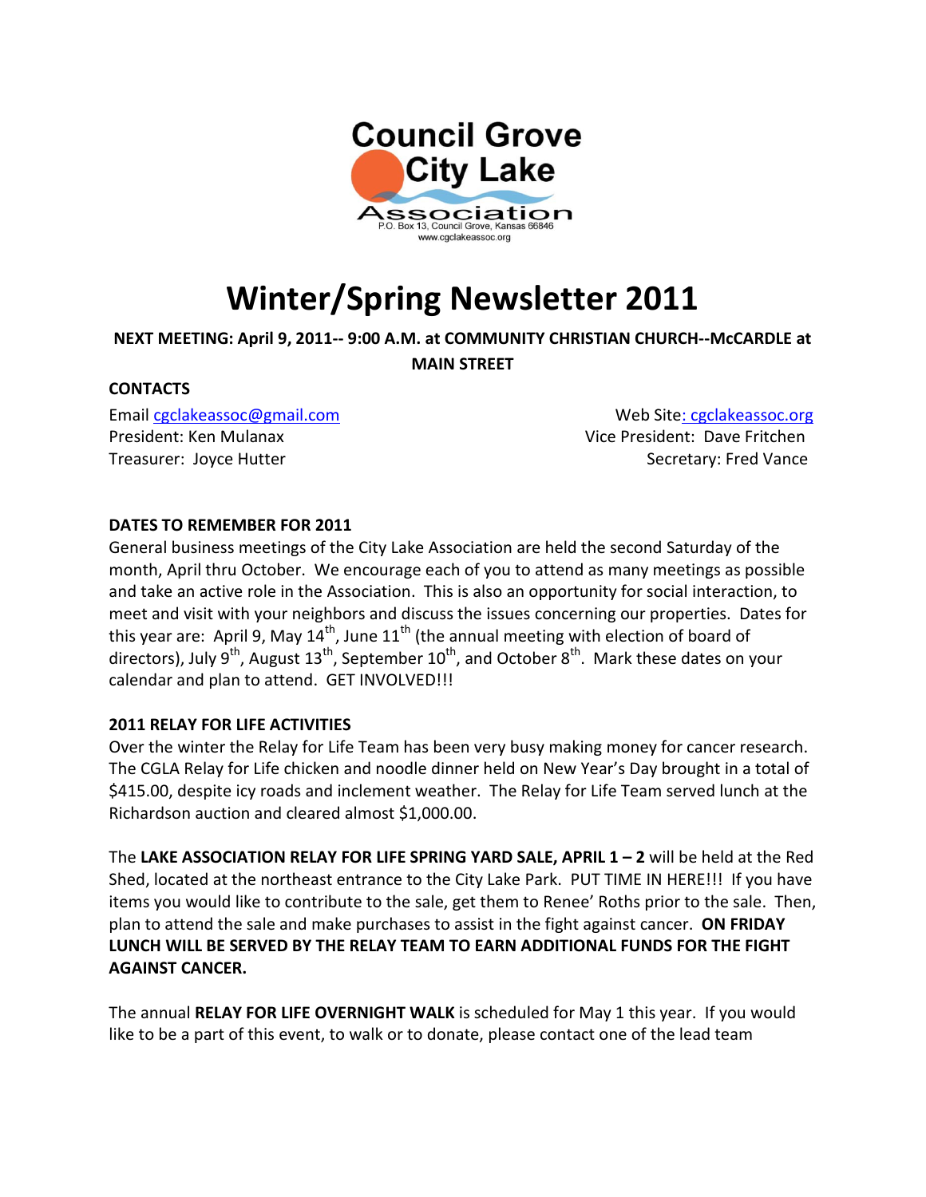Council Grove City Lake Association
P.O. Box 13, Council Grove, Kansas 66846
www.cgclakeassoc.org

# Winter/Spring Newsletter 2011

**NEXT MEETING: April 9, 2011-- 9:00 A.M. at COMMUNITY CHRISTIAN CHURCH--McCARDLE at MAIN STREET**

**CONTACTS**

Email cgclakeassoc@gmail.com
Web Site: cgclakeassoc.org
President: Ken Mulanax
Vice President: Dave Fritchen
Treasurer: Joyce Hutter
Secretary: Fred Vance

**DATES TO REMEMBER FOR 2011**

General business meetings of the City Lake Association are held the second Saturday of the month, April thru October. We encourage each of you to attend as many meetings as possible and take an active role in the Association. This is also an opportunity for social interaction, to meet and visit with your neighbors and discuss the issues concerning our properties. Dates for this year are: April 9, May 14th, June 11th (the annual meeting with election of board of directors), July 9th, August 13th, September 10th, and October 8th. Mark these dates on your calendar and plan to attend. GET INVOLVED!!!

**2011 RELAY FOR LIFE ACTIVITIES**

Over the winter the Relay for Life Team has been very busy making money for cancer research. The CGLA Relay for Life chicken and noodle dinner held on New Year's Day brought in a total of $415.00, despite icy roads and inclement weather. The Relay for Life Team served lunch at the Richardson auction and cleared almost $1,000.00.

The **LAKE ASSOCIATION RELAY FOR LIFE SPRING YARD SALE, APRIL 1 – 2** will be held at the Red Shed, located at the northeast entrance to the City Lake Park. PUT TIME IN HERE!!! If you have items you would like to contribute to the sale, get them to Renee' Roths prior to the sale. Then, plan to attend the sale and make purchases to assist in the fight against cancer. **ON FRIDAY LUNCH WILL BE SERVED BY THE RELAY TEAM TO EARN ADDITIONAL FUNDS FOR THE FIGHT AGAINST CANCER.**

The annual **RELAY FOR LIFE OVERNIGHT WALK** is scheduled for May 1 this year. If you would like to be a part of this event, to walk or to donate, please contact one of the lead team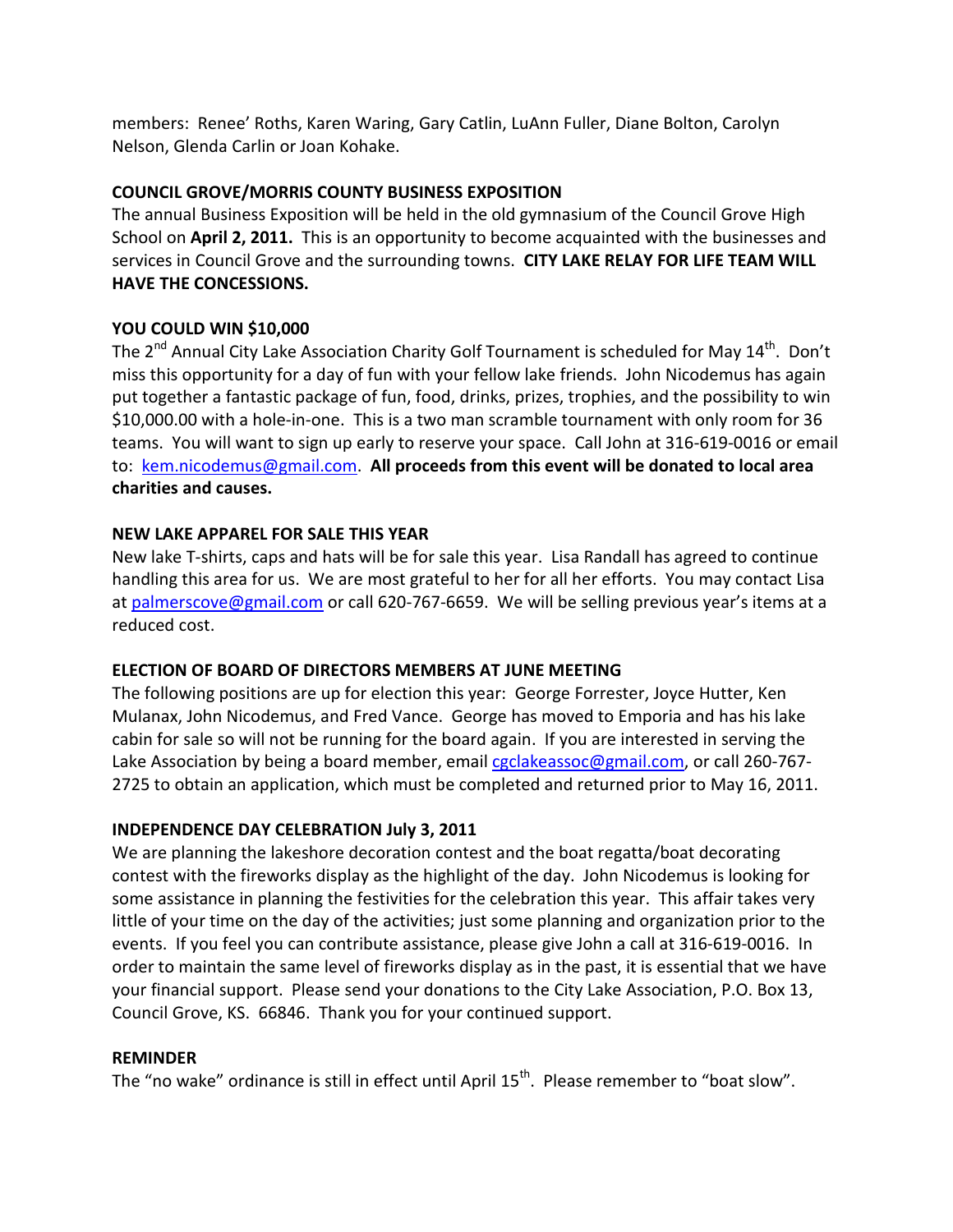members: Renee' Roths, Karen Waring, Gary Catlin, LuAnn Fuller, Diane Bolton, Carolyn Nelson, Glenda Carlin or Joan Kohake.

**COUNCIL GROVE/MORRIS COUNTY BUSINESS EXPOSITION**

The annual Business Exposition will be held in the old gymnasium of the Council Grove High School on **April 2, 2011.** This is an opportunity to become acquainted with the businesses and services in Council Grove and the surrounding towns. **CITY LAKE RELAY FOR LIFE TEAM WILL HAVE THE CONCESSIONS.**

**YOU COULD WIN $10,000**

The 2nd Annual City Lake Association Charity Golf Tournament is scheduled for May 14th. Don't miss this opportunity for a day of fun with your fellow lake friends. John Nicodemus has again put together a fantastic package of fun, food, drinks, prizes, trophies, and the possibility to win $10,000.00 with a hole-in-one. This is a two man scramble tournament with only room for 36 teams. You will want to sign up early to reserve your space. Call John at 316-619-0016 or email to: kem.nicodemus@gmail.com. **All proceeds from this event will be donated to local area charities and causes.**

**NEW LAKE APPAREL FOR SALE THIS YEAR**

New lake T-shirts, caps and hats will be for sale this year. Lisa Randall has agreed to continue handling this area for us. We are most grateful to her for all her efforts. You may contact Lisa at palmerscove@gmail.com or call 620-767-6659. We will be selling previous year's items at a reduced cost.

**ELECTION OF BOARD OF DIRECTORS MEMBERS AT JUNE MEETING**

The following positions are up for election this year: George Forrester, Joyce Hutter, Ken Mulanax, John Nicodemus, and Fred Vance. George has moved to Emporia and has his lake cabin for sale so will not be running for the board again. If you are interested in serving the Lake Association by being a board member, email cgclakeassoc@gmail.com, or call 260-767-2725 to obtain an application, which must be completed and returned prior to May 16, 2011.

**INDEPENDENCE DAY CELEBRATION July 3, 2011**

We are planning the lakeshore decoration contest and the boat regatta/boat decorating contest with the fireworks display as the highlight of the day. John Nicodemus is looking for some assistance in planning the festivities for the celebration this year. This affair takes very little of your time on the day of the activities; just some planning and organization prior to the events. If you feel you can contribute assistance, please give John a call at 316-619-0016. In order to maintain the same level of fireworks display as in the past, it is essential that we have your financial support. Please send your donations to the City Lake Association, P.O. Box 13, Council Grove, KS. 66846. Thank you for your continued support.

**REMINDER**

The "no wake" ordinance is still in effect until April 15th. Please remember to "boat slow".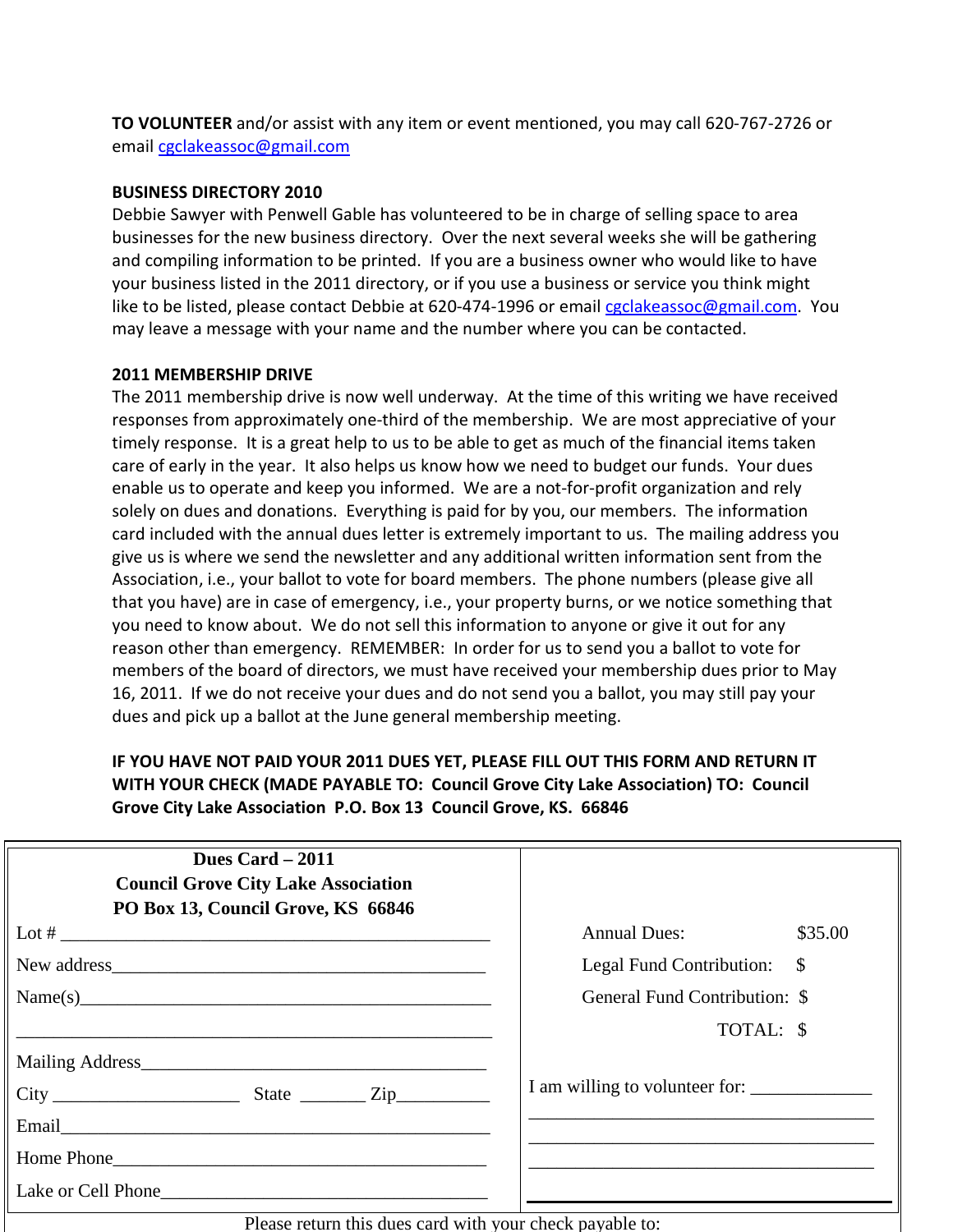**TO VOLUNTEER** and/or assist with any item or event mentioned, you may call 620-767-2726 or email cgclakeassoc@gmail.com

**BUSINESS DIRECTORY 2010**

Debbie Sawyer with Penwell Gable has volunteered to be in charge of selling space to area businesses for the new business directory. Over the next several weeks she will be gathering and compiling information to be printed. If you are a business owner who would like to have your business listed in the 2011 directory, or if you use a business or service you think might like to be listed, please contact Debbie at 620-474-1996 or email cgclakeassoc@gmail.com. You may leave a message with your name and the number where you can be contacted.

**2011 MEMBERSHIP DRIVE**

The 2011 membership drive is now well underway. At the time of this writing we have received responses from approximately one-third of the membership. We are most appreciative of your timely response. It is a great help to us to be able to get as much of the financial items taken care of early in the year. It also helps us know how we need to budget our funds. Your dues enable us to operate and keep you informed. We are a not-for-profit organization and rely solely on dues and donations. Everything is paid for by you, our members. The information card included with the annual dues letter is extremely important to us. The mailing address you give us is where we send the newsletter and any additional written information sent from the Association, i.e., your ballot to vote for board members. The phone numbers (please give all that you have) are in case of emergency, i.e., your property burns, or we notice something that you need to know about. We do not sell this information to anyone or give it out for any reason other than emergency. REMEMBER: In order for us to send you a ballot to vote for members of the board of directors, we must have received your membership dues prior to May 16, 2011. If we do not receive your dues and do not send you a ballot, you may still pay your dues and pick up a ballot at the June general membership meeting.

**IF YOU HAVE NOT PAID YOUR 2011 DUES YET, PLEASE FILL OUT THIS FORM AND RETURN IT WITH YOUR CHECK (MADE PAYABLE TO: Council Grove City Lake Association) TO: Council Grove City Lake Association P.O. Box 13 Council Grove, KS. 66846**

| | |
|---|---|
| **Dues Card – 2011**<br>**Council Grove City Lake Association**<br>**PO Box 13, Council Grove, KS 66846** | |
| Lot # ____________________ | Annual Dues: $35.00 |
| New address____________________ | Legal Fund Contribution: $ |
| Name(s)____________________ | General Fund Contribution: $ |
| ____________________ | TOTAL: $ |
| Mailing Address____________________ | |
| City __________ State _______ Zip__________ | I am willing to volunteer for: __________ |
| Email____________________ | ____________________ |
| Home Phone____________________ | ____________________ |
| Lake or Cell Phone____________________ | ____________________ |

Please return this dues card with your check payable to: